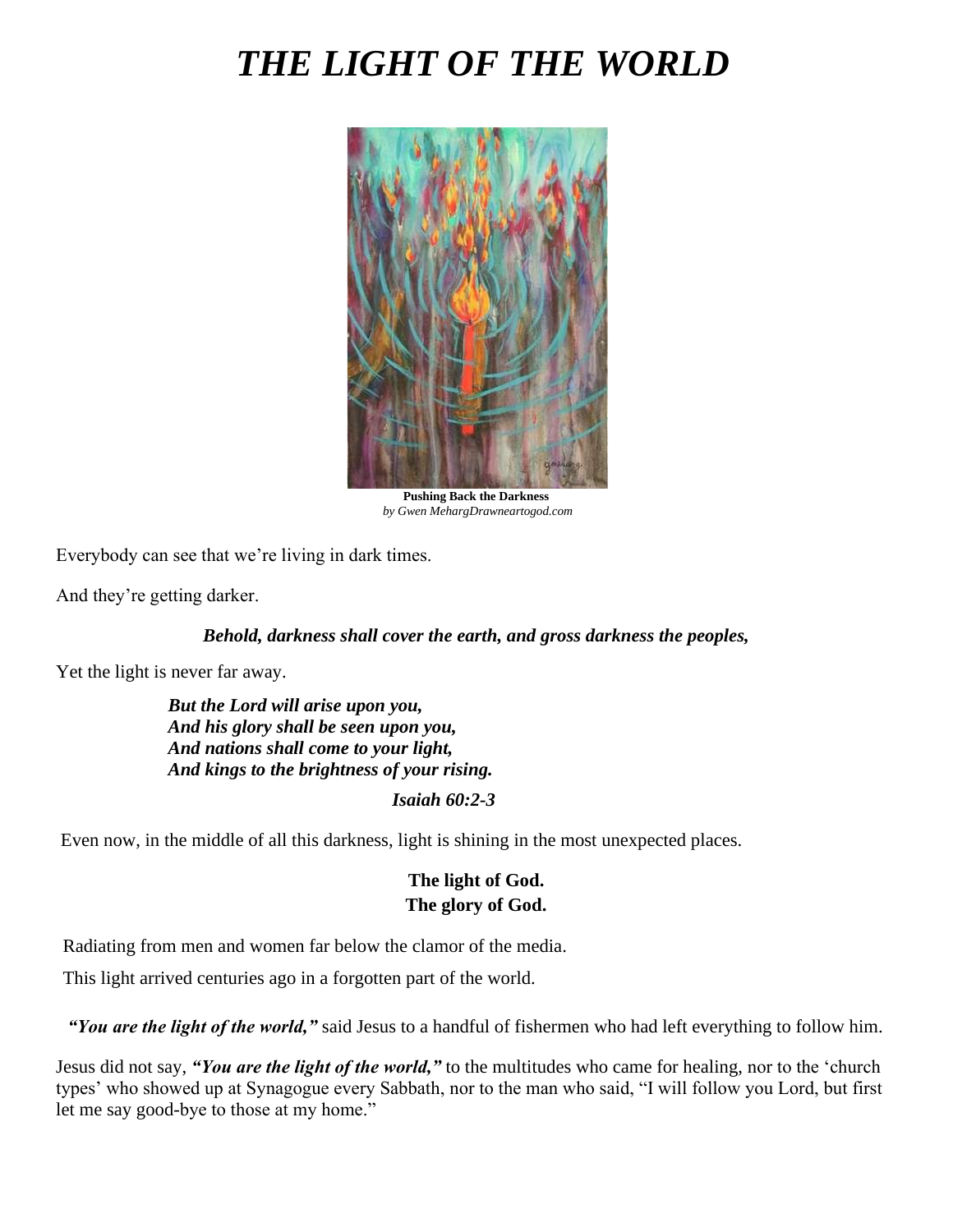# *THE LIGHT OF THE WORLD*

**Pushing Back the Darkness**
*by Gwen MehargDrawneartogod.com*

Everybody can see that we're living in dark times.

And they're getting darker.

***Behold, darkness shall cover the earth, and gross darkness the peoples,***

Yet the light is never far away.

***But the Lord will arise upon you,***
***And his glory shall be seen upon you,***
***And nations shall come to your light,***
***And kings to the brightness of your rising.***

***Isaiah 60:2-3***

Even now, in the middle of all this darkness, light is shining in the most unexpected places.

**The light of God.**
**The glory of God.**

Radiating from men and women far below the clamor of the media.

This light arrived centuries ago in a forgotten part of the world.

***"You are the light of the world,"*** said Jesus to a handful of fishermen who had left everything to follow him.

Jesus did not say, ***"You are the light of the world,"*** to the multitudes who came for healing, nor to the 'church types' who showed up at Synagogue every Sabbath, nor to the man who said, "I will follow you Lord, but first let me say good-bye to those at my home."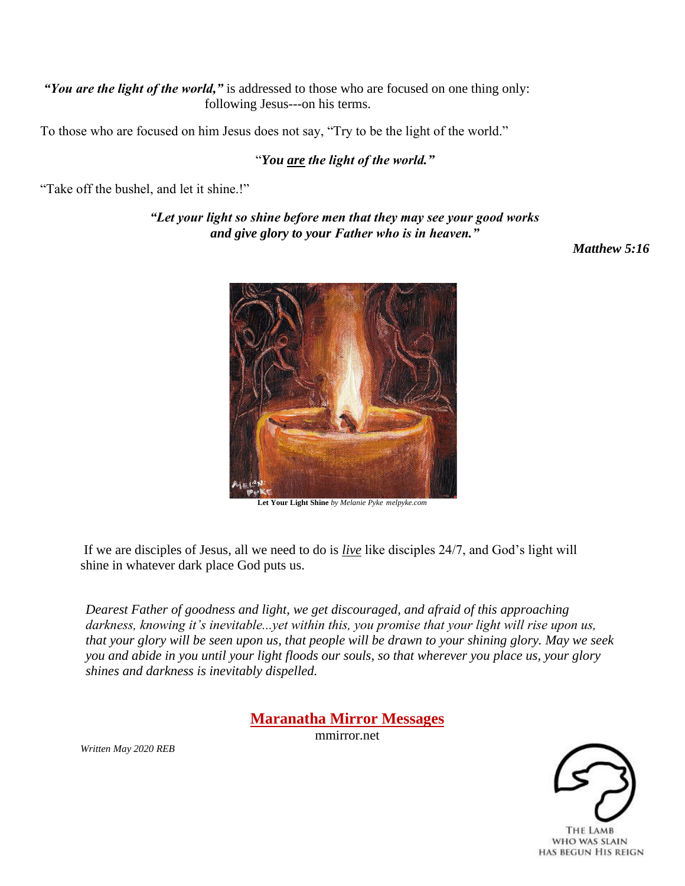***"You are the light of the world,"*** is addressed to those who are focused on one thing only: following Jesus---on his terms.

To those who are focused on him Jesus does not say, "Try to be the light of the world."

"***You <u>are</u> the light of the world."***

"Take off the bushel, and let it shine.!"

***"Let your light so shine before men that they may see your good works and give glory to your Father who is in heaven."***

***Matthew 5:16***

**Let Your Light Shine** *by Melanie Pyke melpyke.com*

If we are disciples of Jesus, all we need to do is ***<u>live</u>*** like disciples 24/7, and God's light will shine in whatever dark place God puts us.

*Dearest Father of goodness and light, we get discouraged, and afraid of this approaching darkness, knowing it's inevitable...yet within this, you promise that your light will rise upon us, that your glory will be seen upon us, that people will be drawn to your shining glory. May we seek you and abide in you until your light floods our souls, so that wherever you place us, your glory shines and darkness is inevitably dispelled.*

**Maranatha Mirror Messages**

mmirror.net

*Written May 2020 REB*

THE LAMB WHO WAS SLAIN HAS BEGUN HIS REIGN